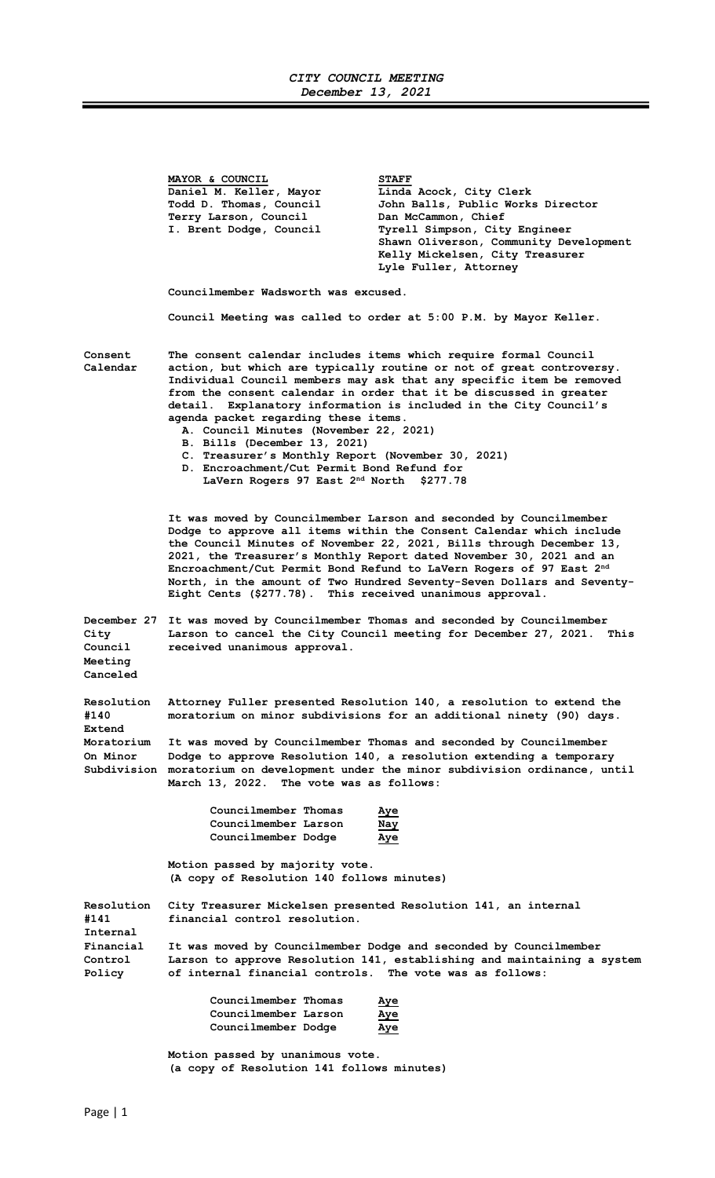# *CITY COUNCIL MEETING*
## *December 13, 2021*

| MAYOR & COUNCIL | STAFF |
|---|---|
| Daniel M. Keller, Mayor | Linda Acock, City Clerk |
| Todd D. Thomas, Council | John Balls, Public Works Director |
| Terry Larson, Council | Dan McCammon, Chief |
| I. Brent Dodge, Council | Tyrell Simpson, City Engineer |
| | Shawn Oliverson, Community Development |
| | Kelly Mickelsen, City Treasurer |
| | Lyle Fuller, Attorney |

**Councilmember Wadsworth was excused.**

**Council Meeting was called to order at 5:00 P.M. by Mayor Keller.**

**Consent Calendar**

**The consent calendar includes items which require formal Council action, but which are typically routine or not of great controversy. Individual Council members may ask that any specific item be removed from the consent calendar in order that it be discussed in greater detail. Explanatory information is included in the City Council's agenda packet regarding these items.**

**A. Council Minutes (November 22, 2021)**
**B. Bills (December 13, 2021)**
**C. Treasurer's Monthly Report (November 30, 2021)**
**D. Encroachment/Cut Permit Bond Refund for LaVern Rogers 97 East 2nd North $277.78**

**It was moved by Councilmember Larson and seconded by Councilmember Dodge to approve all items within the Consent Calendar which include the Council Minutes of November 22, 2021, Bills through December 13, 2021, the Treasurer's Monthly Report dated November 30, 2021 and an Encroachment/Cut Permit Bond Refund to LaVern Rogers of 97 East 2nd North, in the amount of Two Hundred Seventy-Seven Dollars and Seventy-Eight Cents ($277.78). This received unanimous approval.**

**December 27 City Council Meeting Canceled**

**It was moved by Councilmember Thomas and seconded by Councilmember Larson to cancel the City Council meeting for December 27, 2021. This received unanimous approval.**

**Resolution #140 Extend Moratorium On Minor Subdivision**

**Attorney Fuller presented Resolution 140, a resolution to extend the moratorium on minor subdivisions for an additional ninety (90) days.**

**It was moved by Councilmember Thomas and seconded by Councilmember Dodge to approve Resolution 140, a resolution extending a temporary moratorium on development under the minor subdivision ordinance, until March 13, 2022. The vote was as follows:**

| | |
|---|---|
| **Councilmember Thomas** | **Aye** |
| **Councilmember Larson** | **Nay** |
| **Councilmember Dodge** | **Aye** |

**Motion passed by majority vote.**
**(A copy of Resolution 140 follows minutes)**

**Resolution #141 Internal Financial Control Policy**

**City Treasurer Mickelsen presented Resolution 141, an internal financial control resolution.**

**It was moved by Councilmember Dodge and seconded by Councilmember Larson to approve Resolution 141, establishing and maintaining a system of internal financial controls. The vote was as follows:**

| | |
|---|---|
| **Councilmember Thomas** | **Aye** |
| **Councilmember Larson** | **Aye** |
| **Councilmember Dodge** | **Aye** |

**Motion passed by unanimous vote.**
**(a copy of Resolution 141 follows minutes)**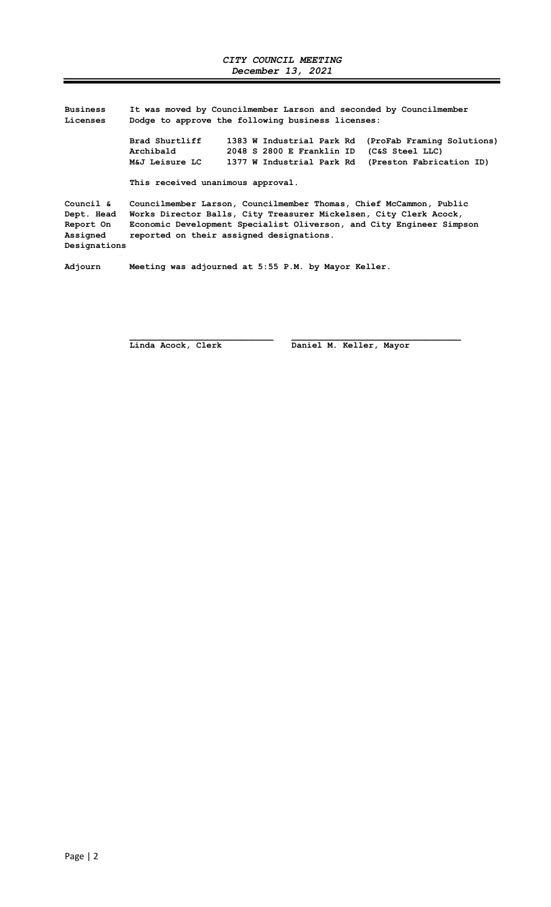**Business Licenses** It was moved by Councilmember Larson and seconded by Councilmember Dodge to approve the following business licenses:

| | | |
|---|---|---|
| Brad Shurtliff | 1383 W Industrial Park Rd | (ProFab Framing Solutions) |
| Archibald | 2048 S 2800 E Franklin ID | (C&S Steel LLC) |
| M&J Leisure LC | 1377 W Industrial Park Rd | (Preston Fabrication ID) |

This received unanimous approval.

**Council & Dept. Head Report On Assigned Designations** Councilmember Larson, Councilmember Thomas, Chief McCammon, Public Works Director Balls, City Treasurer Mickelsen, City Clerk Acock, Economic Development Specialist Oliverson, and City Engineer Simpson reported on their assigned designations.

**Adjourn** Meeting was adjourned at 5:55 P.M. by Mayor Keller.

\_\_\_\_\_\_\_\_\_\_\_\_\_\_\_\_\_\_\_\_\_\_\_\_\_\_ \_\_\_\_\_\_\_\_\_\_\_\_\_\_\_\_\_\_\_\_\_\_\_\_\_\_\_\_\_\_\_

Linda Acock, Clerk Daniel M. Keller, Mayor